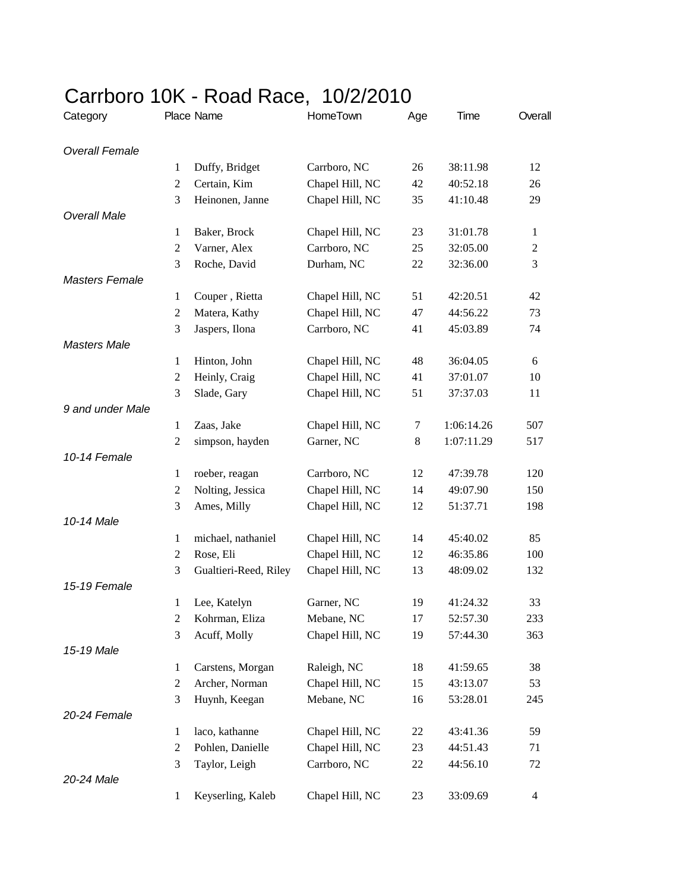# Carrboro 10K - Road Race,  10/2/2010

| Category | Place | Name | HomeTown | Age | Time | Overall |
|---|---|---|---|---|---|---|
| *Overall Female* | | | | | | |
| | 1 | Duffy, Bridget | Carrboro, NC | 26 | 38:11.98 | 12 |
| | 2 | Certain, Kim | Chapel Hill, NC | 42 | 40:52.18 | 26 |
| | 3 | Heinonen, Janne | Chapel Hill, NC | 35 | 41:10.48 | 29 |
| *Overall Male* | | | | | | |
| | 1 | Baker, Brock | Chapel Hill, NC | 23 | 31:01.78 | 1 |
| | 2 | Varner, Alex | Carrboro, NC | 25 | 32:05.00 | 2 |
| | 3 | Roche, David | Durham, NC | 22 | 32:36.00 | 3 |
| *Masters Female* | | | | | | |
| | 1 | Couper , Rietta | Chapel Hill, NC | 51 | 42:20.51 | 42 |
| | 2 | Matera, Kathy | Chapel Hill, NC | 47 | 44:56.22 | 73 |
| | 3 | Jaspers, Ilona | Carrboro, NC | 41 | 45:03.89 | 74 |
| *Masters Male* | | | | | | |
| | 1 | Hinton, John | Chapel Hill, NC | 48 | 36:04.05 | 6 |
| | 2 | Heinly, Craig | Chapel Hill, NC | 41 | 37:01.07 | 10 |
| | 3 | Slade, Gary | Chapel Hill, NC | 51 | 37:37.03 | 11 |
| *9 and under Male* | | | | | | |
| | 1 | Zaas, Jake | Chapel Hill, NC | 7 | 1:06:14.26 | 507 |
| | 2 | simpson, hayden | Garner, NC | 8 | 1:07:11.29 | 517 |
| *10-14 Female* | | | | | | |
| | 1 | roeber, reagan | Carrboro, NC | 12 | 47:39.78 | 120 |
| | 2 | Nolting, Jessica | Chapel Hill, NC | 14 | 49:07.90 | 150 |
| | 3 | Ames, Milly | Chapel Hill, NC | 12 | 51:37.71 | 198 |
| *10-14 Male* | | | | | | |
| | 1 | michael, nathaniel | Chapel Hill, NC | 14 | 45:40.02 | 85 |
| | 2 | Rose, Eli | Chapel Hill, NC | 12 | 46:35.86 | 100 |
| | 3 | Gualtieri-Reed, Riley | Chapel Hill, NC | 13 | 48:09.02 | 132 |
| *15-19 Female* | | | | | | |
| | 1 | Lee, Katelyn | Garner, NC | 19 | 41:24.32 | 33 |
| | 2 | Kohrman, Eliza | Mebane, NC | 17 | 52:57.30 | 233 |
| | 3 | Acuff, Molly | Chapel Hill, NC | 19 | 57:44.30 | 363 |
| *15-19 Male* | | | | | | |
| | 1 | Carstens, Morgan | Raleigh, NC | 18 | 41:59.65 | 38 |
| | 2 | Archer, Norman | Chapel Hill, NC | 15 | 43:13.07 | 53 |
| | 3 | Huynh, Keegan | Mebane, NC | 16 | 53:28.01 | 245 |
| *20-24 Female* | | | | | | |
| | 1 | laco, kathanne | Chapel Hill, NC | 22 | 43:41.36 | 59 |
| | 2 | Pohlen, Danielle | Chapel Hill, NC | 23 | 44:51.43 | 71 |
| | 3 | Taylor, Leigh | Carrboro, NC | 22 | 44:56.10 | 72 |
| *20-24 Male* | | | | | | |
| | 1 | Keyserling, Kaleb | Chapel Hill, NC | 23 | 33:09.69 | 4 |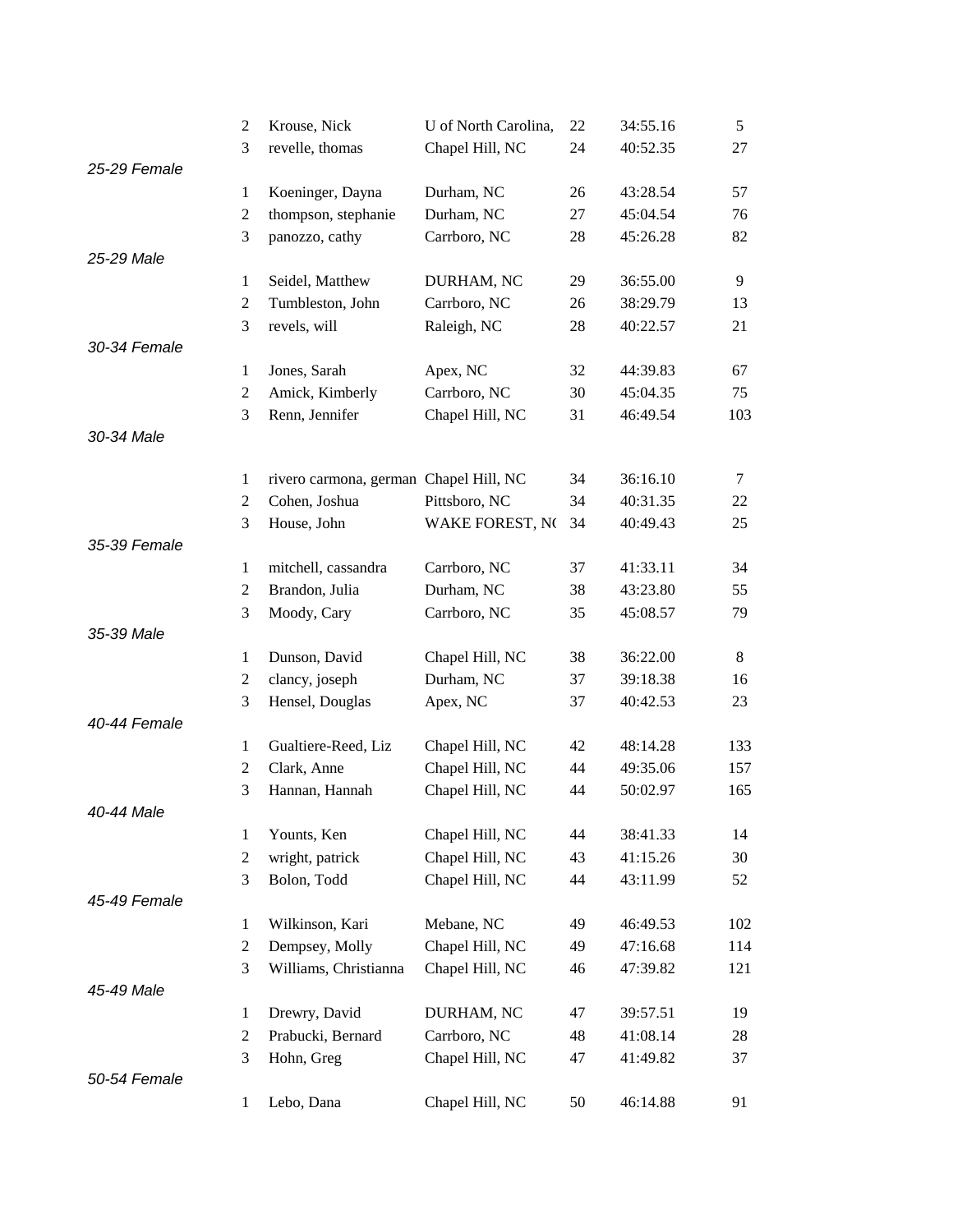| | | | | | |
|---|---|---|---|---|---|
| | 2 | Krouse, Nick | U of North Carolina, | 22 | 34:55.16 | 5 |
| | 3 | revelle, thomas | Chapel Hill, NC | 24 | 40:52.35 | 27 |
| *25-29 Female* | | | | | | |
| | 1 | Koeninger, Dayna | Durham, NC | 26 | 43:28.54 | 57 |
| | 2 | thompson, stephanie | Durham, NC | 27 | 45:04.54 | 76 |
| | 3 | panozzo, cathy | Carrboro, NC | 28 | 45:26.28 | 82 |
| *25-29 Male* | | | | | | |
| | 1 | Seidel, Matthew | DURHAM, NC | 29 | 36:55.00 | 9 |
| | 2 | Tumbleston, John | Carrboro, NC | 26 | 38:29.79 | 13 |
| | 3 | revels, will | Raleigh, NC | 28 | 40:22.57 | 21 |
| *30-34 Female* | | | | | | |
| | 1 | Jones, Sarah | Apex, NC | 32 | 44:39.83 | 67 |
| | 2 | Amick, Kimberly | Carrboro, NC | 30 | 45:04.35 | 75 |
| | 3 | Renn, Jennifer | Chapel Hill, NC | 31 | 46:49.54 | 103 |
| *30-34 Male* | | | | | | |
| | 1 | rivero carmona, german | Chapel Hill, NC | 34 | 36:16.10 | 7 |
| | 2 | Cohen, Joshua | Pittsboro, NC | 34 | 40:31.35 | 22 |
| | 3 | House, John | WAKE FOREST, N( | 34 | 40:49.43 | 25 |
| *35-39 Female* | | | | | | |
| | 1 | mitchell, cassandra | Carrboro, NC | 37 | 41:33.11 | 34 |
| | 2 | Brandon, Julia | Durham, NC | 38 | 43:23.80 | 55 |
| | 3 | Moody, Cary | Carrboro, NC | 35 | 45:08.57 | 79 |
| *35-39 Male* | | | | | | |
| | 1 | Dunson, David | Chapel Hill, NC | 38 | 36:22.00 | 8 |
| | 2 | clancy, joseph | Durham, NC | 37 | 39:18.38 | 16 |
| | 3 | Hensel, Douglas | Apex, NC | 37 | 40:42.53 | 23 |
| *40-44 Female* | | | | | | |
| | 1 | Gualtiere-Reed, Liz | Chapel Hill, NC | 42 | 48:14.28 | 133 |
| | 2 | Clark, Anne | Chapel Hill, NC | 44 | 49:35.06 | 157 |
| | 3 | Hannan, Hannah | Chapel Hill, NC | 44 | 50:02.97 | 165 |
| *40-44 Male* | | | | | | |
| | 1 | Younts, Ken | Chapel Hill, NC | 44 | 38:41.33 | 14 |
| | 2 | wright, patrick | Chapel Hill, NC | 43 | 41:15.26 | 30 |
| | 3 | Bolon, Todd | Chapel Hill, NC | 44 | 43:11.99 | 52 |
| *45-49 Female* | | | | | | |
| | 1 | Wilkinson, Kari | Mebane, NC | 49 | 46:49.53 | 102 |
| | 2 | Dempsey, Molly | Chapel Hill, NC | 49 | 47:16.68 | 114 |
| | 3 | Williams, Christianna | Chapel Hill, NC | 46 | 47:39.82 | 121 |
| *45-49 Male* | | | | | | |
| | 1 | Drewry, David | DURHAM, NC | 47 | 39:57.51 | 19 |
| | 2 | Prabucki, Bernard | Carrboro, NC | 48 | 41:08.14 | 28 |
| | 3 | Hohn, Greg | Chapel Hill, NC | 47 | 41:49.82 | 37 |
| *50-54 Female* | | | | | | |
| | 1 | Lebo, Dana | Chapel Hill, NC | 50 | 46:14.88 | 91 |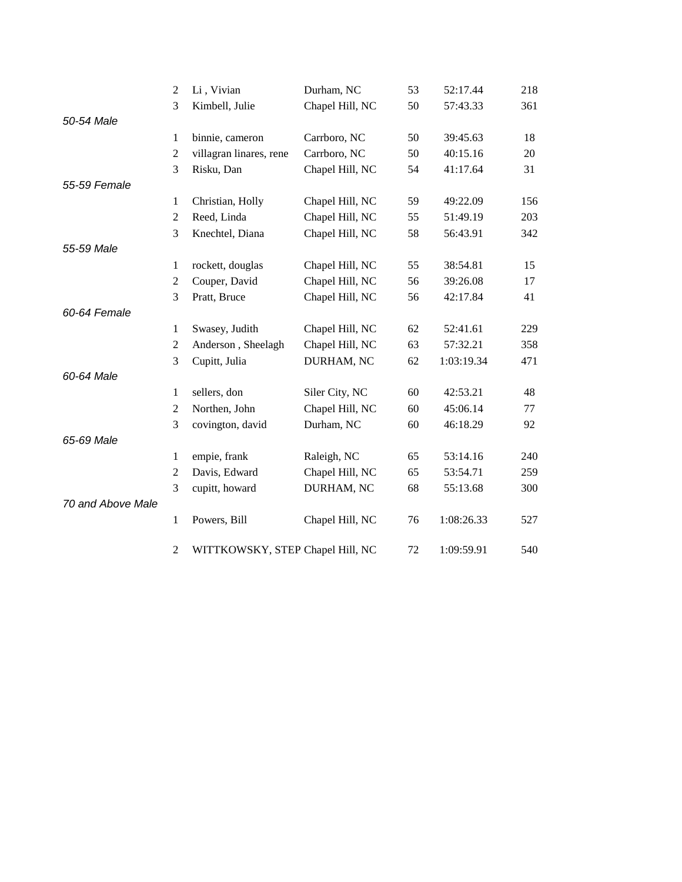| | | | | | | |
|---|---|---|---|---|---|---|
| | 2 | Li , Vivian | Durham, NC | 53 | 52:17.44 | 218 |
| | 3 | Kimbell, Julie | Chapel Hill, NC | 50 | 57:43.33 | 361 |
| *50-54 Male* | | | | | | |
| | 1 | binnie, cameron | Carrboro, NC | 50 | 39:45.63 | 18 |
| | 2 | villagran linares, rene | Carrboro, NC | 50 | 40:15.16 | 20 |
| | 3 | Risku, Dan | Chapel Hill, NC | 54 | 41:17.64 | 31 |
| *55-59 Female* | | | | | | |
| | 1 | Christian, Holly | Chapel Hill, NC | 59 | 49:22.09 | 156 |
| | 2 | Reed, Linda | Chapel Hill, NC | 55 | 51:49.19 | 203 |
| | 3 | Knechtel, Diana | Chapel Hill, NC | 58 | 56:43.91 | 342 |
| *55-59 Male* | | | | | | |
| | 1 | rockett, douglas | Chapel Hill, NC | 55 | 38:54.81 | 15 |
| | 2 | Couper, David | Chapel Hill, NC | 56 | 39:26.08 | 17 |
| | 3 | Pratt, Bruce | Chapel Hill, NC | 56 | 42:17.84 | 41 |
| *60-64 Female* | | | | | | |
| | 1 | Swasey, Judith | Chapel Hill, NC | 62 | 52:41.61 | 229 |
| | 2 | Anderson , Sheelagh | Chapel Hill, NC | 63 | 57:32.21 | 358 |
| | 3 | Cupitt, Julia | DURHAM, NC | 62 | 1:03:19.34 | 471 |
| *60-64 Male* | | | | | | |
| | 1 | sellers, don | Siler City, NC | 60 | 42:53.21 | 48 |
| | 2 | Northen, John | Chapel Hill, NC | 60 | 45:06.14 | 77 |
| | 3 | covington, david | Durham, NC | 60 | 46:18.29 | 92 |
| *65-69 Male* | | | | | | |
| | 1 | empie, frank | Raleigh, NC | 65 | 53:14.16 | 240 |
| | 2 | Davis, Edward | Chapel Hill, NC | 65 | 53:54.71 | 259 |
| | 3 | cupitt, howard | DURHAM, NC | 68 | 55:13.68 | 300 |
| *70 and Above Male* | | | | | | |
| | 1 | Powers, Bill | Chapel Hill, NC | 76 | 1:08:26.33 | 527 |
| | 2 | WITTKOWSKY, STEP | Chapel Hill, NC | 72 | 1:09:59.91 | 540 |